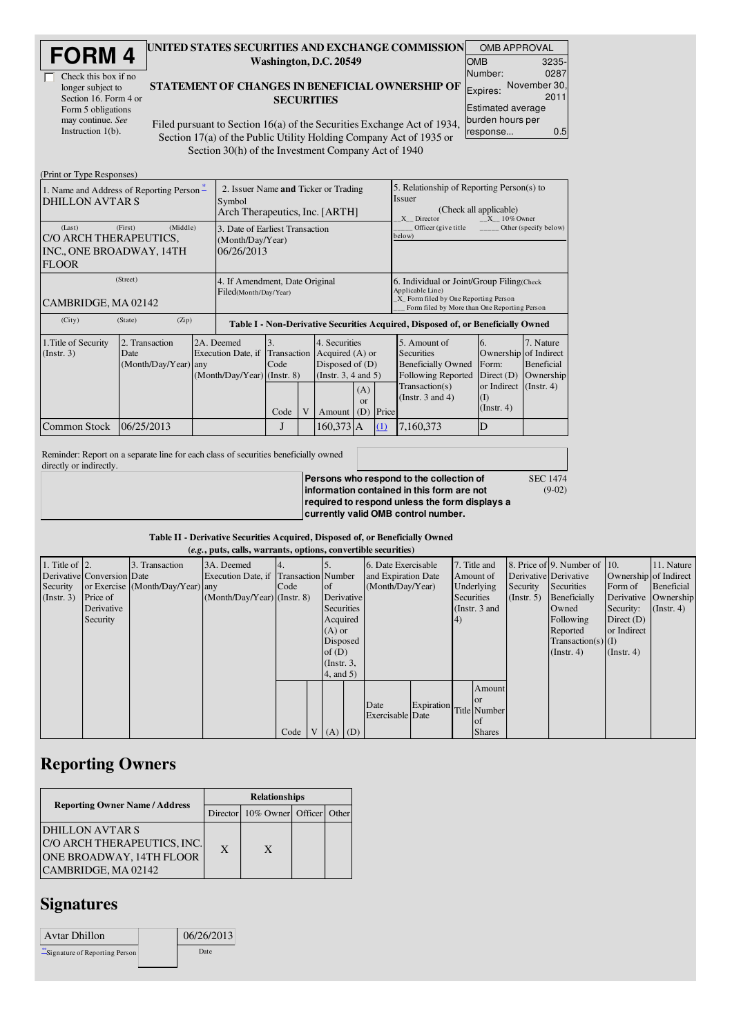# FORM 4

☐ Check this box if no longer subject to Section 16. Form 4 or Form 5 obligations may continue. *See* Instruction 1(b).

**UNITED STATES SECURITIES AND EXCHANGE COMMISSION**
**Washington, D.C. 20549**

**STATEMENT OF CHANGES IN BENEFICIAL OWNERSHIP OF SECURITIES**

Filed pursuant to Section 16(a) of the Securities Exchange Act of 1934, Section 17(a) of the Public Utility Holding Company Act of 1935 or Section 30(h) of the Investment Company Act of 1940

| OMB APPROVAL | |
|---|---|
| OMB Number: | 3235-0287 |
| Expires: | November 30, 2011 |
| Estimated average burden hours per response... | 0.5 |

(Print or Type Responses)

| 1. Name and Address of Reporting Person * | 2. Issuer Name and Ticker or Trading Symbol | 5. Relationship of Reporting Person(s) to Issuer |
|---|---|---|
| DHILLON AVTAR S | Arch Therapeutics, Inc. [ARTH] | (Check all applicable) _X_ Director _X_ 10% Owner ___ Officer (give title below) ___ Other (specify below) |
| (Last) (First) (Middle) C/O ARCH THERAPEUTICS, INC., ONE BROADWAY, 14TH FLOOR | 3. Date of Earliest Transaction (Month/Day/Year) 06/26/2013 | |
| (Street) CAMBRIDGE, MA 02142 | 4. If Amendment, Date Original Filed(Month/Day/Year) | 6. Individual or Joint/Group Filing(Check Applicable Line) _X_ Form filed by One Reporting Person ___ Form filed by More than One Reporting Person |
| (City) (State) (Zip) | | |

**Table I - Non-Derivative Securities Acquired, Disposed of, or Beneficially Owned**

| 1.Title of Security (Instr. 3) | 2. Transaction Date (Month/Day/Year) | 2A. Deemed Execution Date, if any (Month/Day/Year) | 3. Transaction Code (Instr. 8) | | 4. Securities Acquired (A) or Disposed of (D) (Instr. 3, 4 and 5) | | | 5. Amount of Securities Beneficially Owned Following Reported Transaction(s) (Instr. 3 and 4) | 6. Ownership Form: Direct (D) or Indirect (I) (Instr. 4) | 7. Nature of Indirect Beneficial Ownership (Instr. 4) |
|---|---|---|---|---|---|---|---|---|---|---|
| | | | Code | V | Amount | (A) or (D) | Price | | | |
| Common Stock | 06/25/2013 | | J | | 160,373 | A | (1) | 7,160,373 | D | |

Reminder: Report on a separate line for each class of securities beneficially owned directly or indirectly.

**Persons who respond to the collection of information contained in this form are not required to respond unless the form displays a currently valid OMB control number.** SEC 1474 (9-02)

**Table II - Derivative Securities Acquired, Disposed of, or Beneficially Owned**
***(e.g.*, puts, calls, warrants, options, convertible securities)**

| 1. Title of Derivative Security (Instr. 3) | 2. Conversion or Exercise Price of Derivative Security | 3. Transaction Date (Month/Day/Year) | 3A. Deemed Execution Date, if any (Month/Day/Year) | 4. Transaction Code (Instr. 8) | | 5. Number of Derivative Securities Acquired (A) or Disposed of (D) (Instr. 3, 4, and 5) | | 6. Date Exercisable and Expiration Date (Month/Day/Year) | | 7. Title and Amount of Underlying Securities (Instr. 3 and 4) | | 8. Price of Derivative Security (Instr. 5) | 9. Number of Derivative Securities Beneficially Owned Following Reported Transaction(s) (Instr. 4) | 10. Ownership Form of Derivative Security: Direct (D) or Indirect (I) (Instr. 4) | 11. Nature of Indirect Beneficial Ownership (Instr. 4) |
|---|---|---|---|---|---|---|---|---|---|---|---|---|---|---|---|
| | | | | Code | V | (A) | (D) | Date Exercisable | Expiration Date | Title | Amount or Number of Shares | | | | |

## Reporting Owners

| Reporting Owner Name / Address | Relationships | | | |
|---|---|---|---|---|
| | Director | 10% Owner | Officer | Other |
| DHILLON AVTAR S C/O ARCH THERAPEUTICS, INC. ONE BROADWAY, 14TH FLOOR CAMBRIDGE, MA 02142 | X | X | | |

## Signatures

| Avtar Dhillon | 06/26/2013 |
|---|---|
| **Signature of Reporting Person | Date |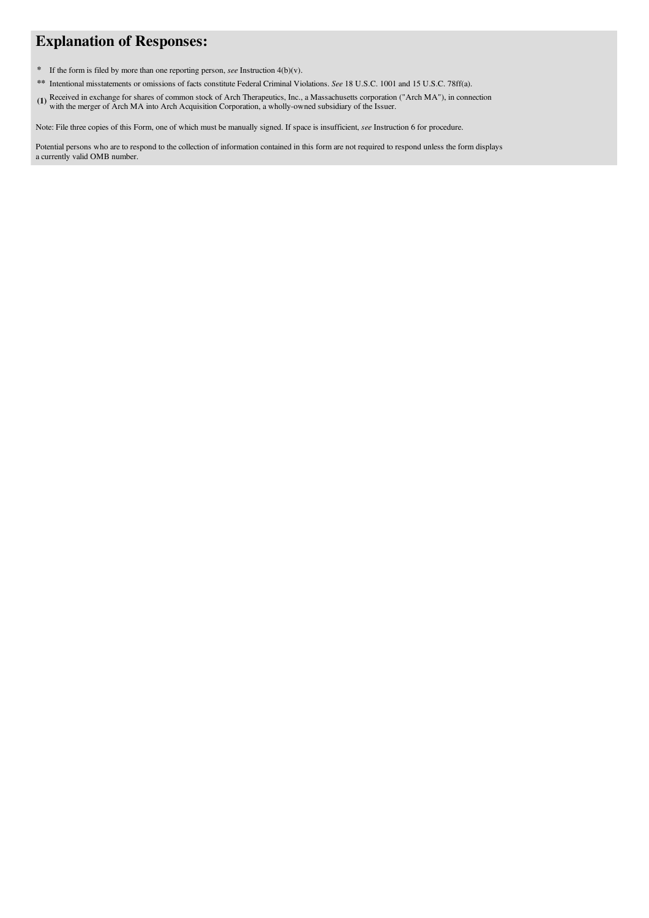## Explanation of Responses:

\* If the form is filed by more than one reporting person, *see* Instruction 4(b)(v).

\*\* Intentional misstatements or omissions of facts constitute Federal Criminal Violations. *See* 18 U.S.C. 1001 and 15 U.S.C. 78ff(a).

**(1)** Received in exchange for shares of common stock of Arch Therapeutics, Inc., a Massachusetts corporation ("Arch MA"), in connection with the merger of Arch MA into Arch Acquisition Corporation, a wholly-owned subsidiary of the Issuer.

Note: File three copies of this Form, one of which must be manually signed. If space is insufficient, *see* Instruction 6 for procedure.

Potential persons who are to respond to the collection of information contained in this form are not required to respond unless the form displays a currently valid OMB number.